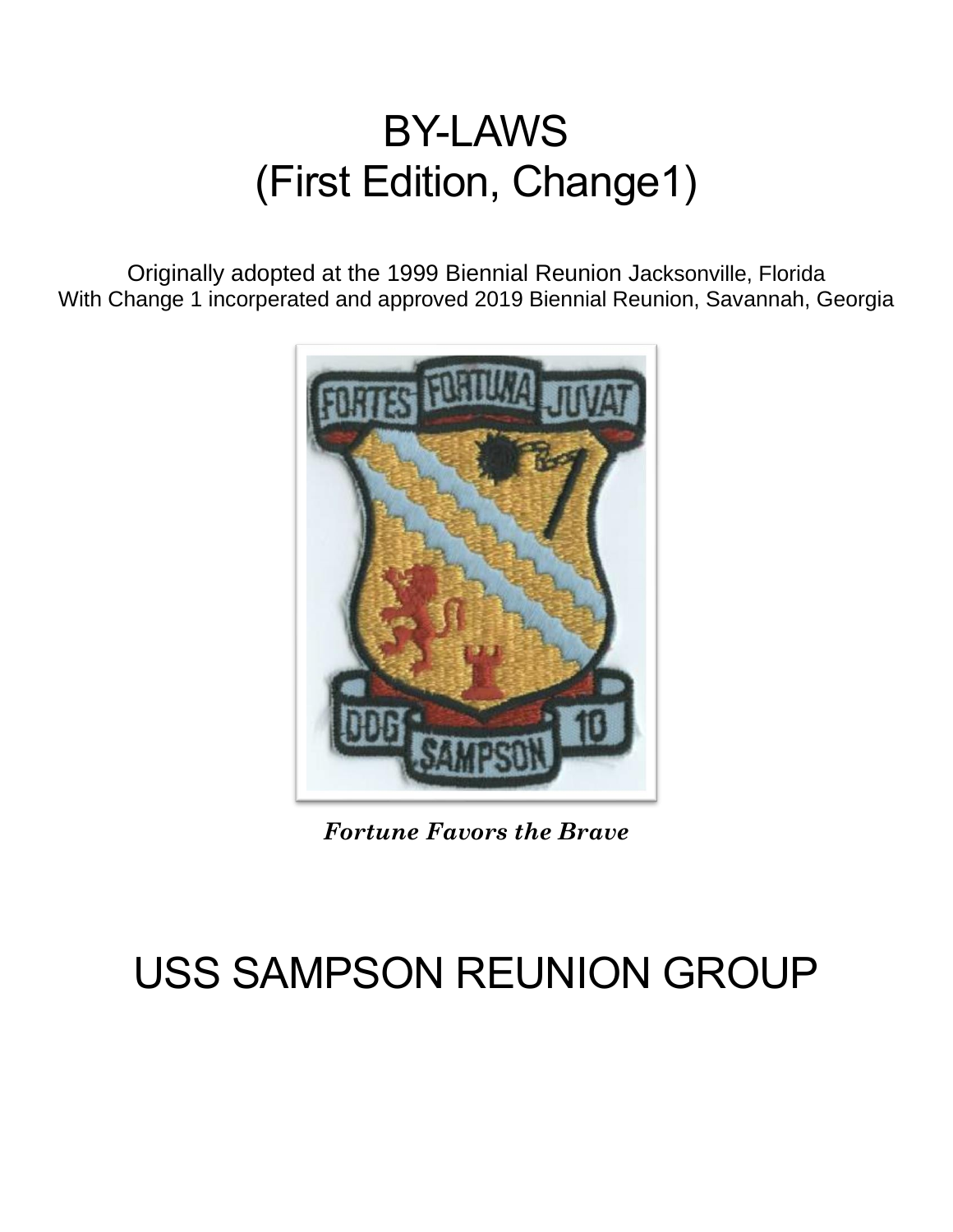# BY-LAWS
# (First Edition, Change1)

Originally adopted at the 1999 Biennial Reunion Jacksonville, Florida
With Change 1 incorperated and approved 2019 Biennial Reunion, Savannah, Georgia

***Fortune Favors the Brave***

# USS SAMPSON REUNION GROUP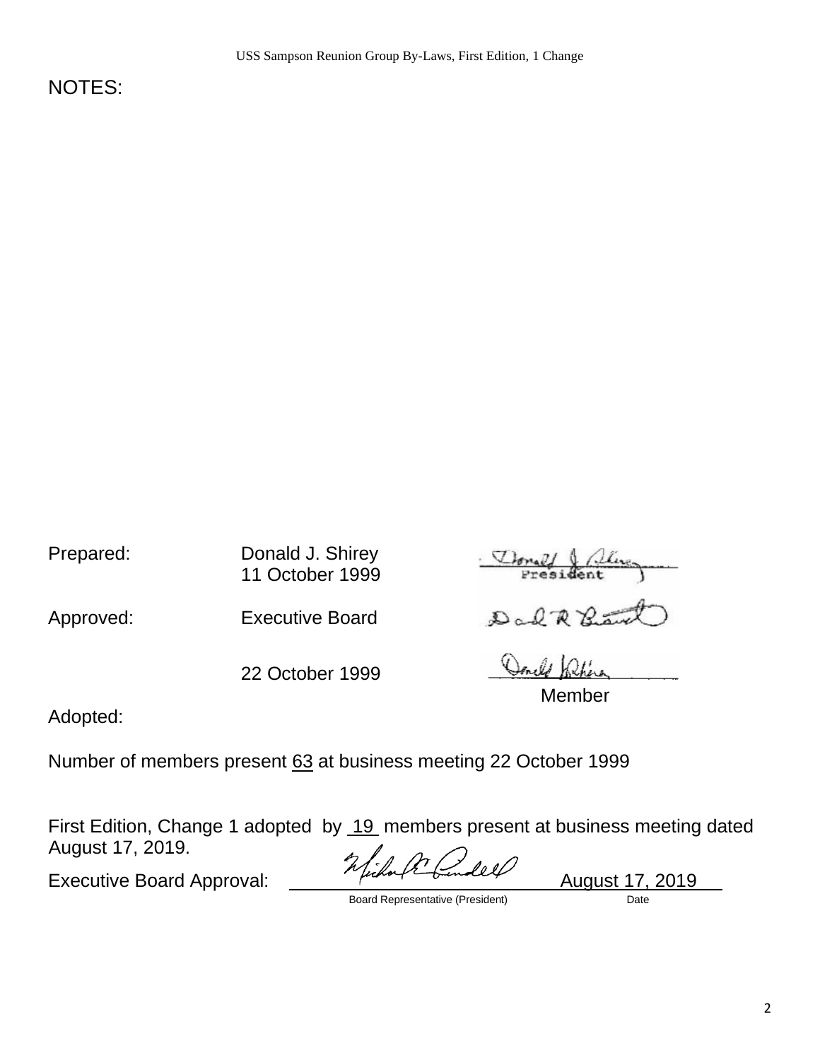NOTES:

Prepared: Donald J. Shirey
11 October 1999

President

Approved: Executive Board

22 October 1999

Member

Adopted:

Number of members present 63 at business meeting 22 October 1999

First Edition, Change 1 adopted by 19 members present at business meeting dated August 17, 2019.

Executive Board Approval: \_\_\_\_\_\_\_\_\_\_\_\_\_\_\_\_\_\_\_\_ August 17, 2019

Board Representative (President) Date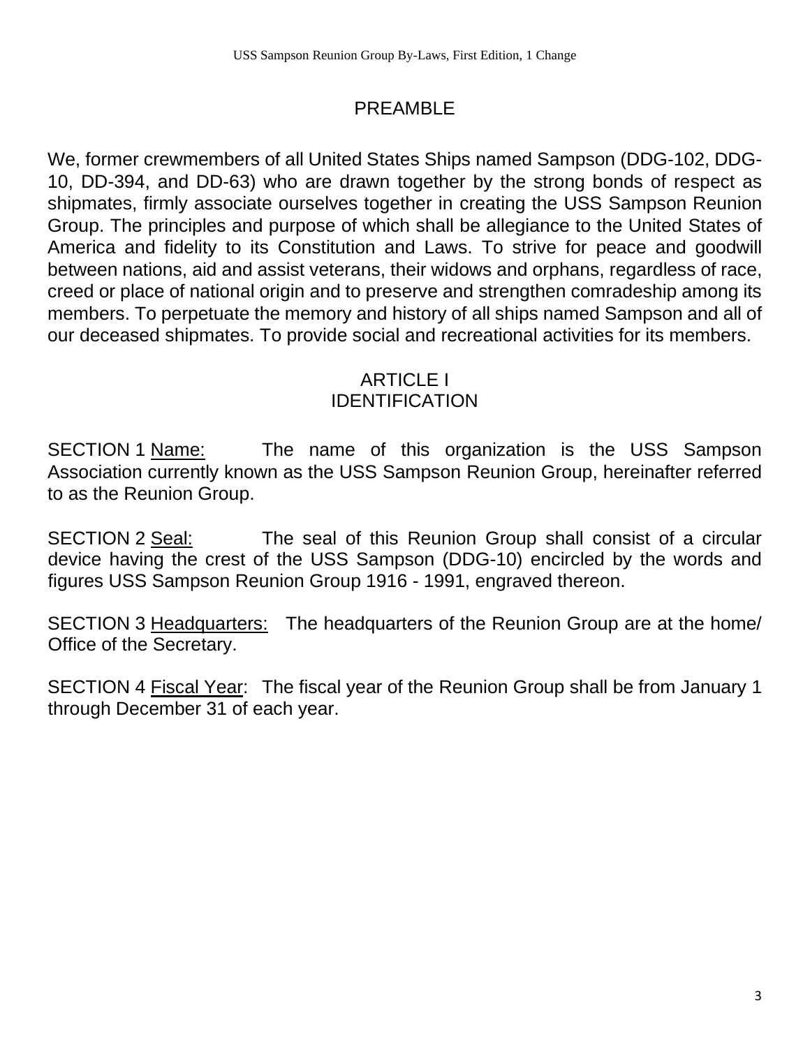## PREAMBLE

We, former crewmembers of all United States Ships named Sampson (DDG-102, DDG-10, DD-394, and DD-63) who are drawn together by the strong bonds of respect as shipmates, firmly associate ourselves together in creating the USS Sampson Reunion Group. The principles and purpose of which shall be allegiance to the United States of America and fidelity to its Constitution and Laws. To strive for peace and goodwill between nations, aid and assist veterans, their widows and orphans, regardless of race, creed or place of national origin and to preserve and strengthen comradeship among its members. To perpetuate the memory and history of all ships named Sampson and all of our deceased shipmates. To provide social and recreational activities for its members.

## ARTICLE I
## IDENTIFICATION

SECTION 1 Name: The name of this organization is the USS Sampson Association currently known as the USS Sampson Reunion Group, hereinafter referred to as the Reunion Group.

SECTION 2 Seal: The seal of this Reunion Group shall consist of a circular device having the crest of the USS Sampson (DDG-10) encircled by the words and figures USS Sampson Reunion Group 1916 - 1991, engraved thereon.

SECTION 3 Headquarters: The headquarters of the Reunion Group are at the home/ Office of the Secretary.

SECTION 4 Fiscal Year: The fiscal year of the Reunion Group shall be from January 1 through December 31 of each year.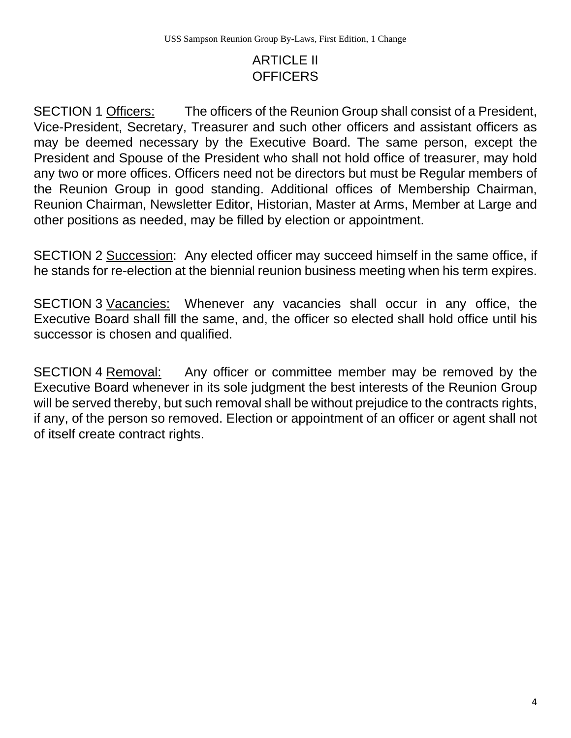# ARTICLE II
# OFFICERS

SECTION 1 Officers: The officers of the Reunion Group shall consist of a President, Vice-President, Secretary, Treasurer and such other officers and assistant officers as may be deemed necessary by the Executive Board. The same person, except the President and Spouse of the President who shall not hold office of treasurer, may hold any two or more offices. Officers need not be directors but must be Regular members of the Reunion Group in good standing. Additional offices of Membership Chairman, Reunion Chairman, Newsletter Editor, Historian, Master at Arms, Member at Large and other positions as needed, may be filled by election or appointment.

SECTION 2 Succession: Any elected officer may succeed himself in the same office, if he stands for re-election at the biennial reunion business meeting when his term expires.

SECTION 3 Vacancies: Whenever any vacancies shall occur in any office, the Executive Board shall fill the same, and, the officer so elected shall hold office until his successor is chosen and qualified.

SECTION 4 Removal: Any officer or committee member may be removed by the Executive Board whenever in its sole judgment the best interests of the Reunion Group will be served thereby, but such removal shall be without prejudice to the contracts rights, if any, of the person so removed. Election or appointment of an officer or agent shall not of itself create contract rights.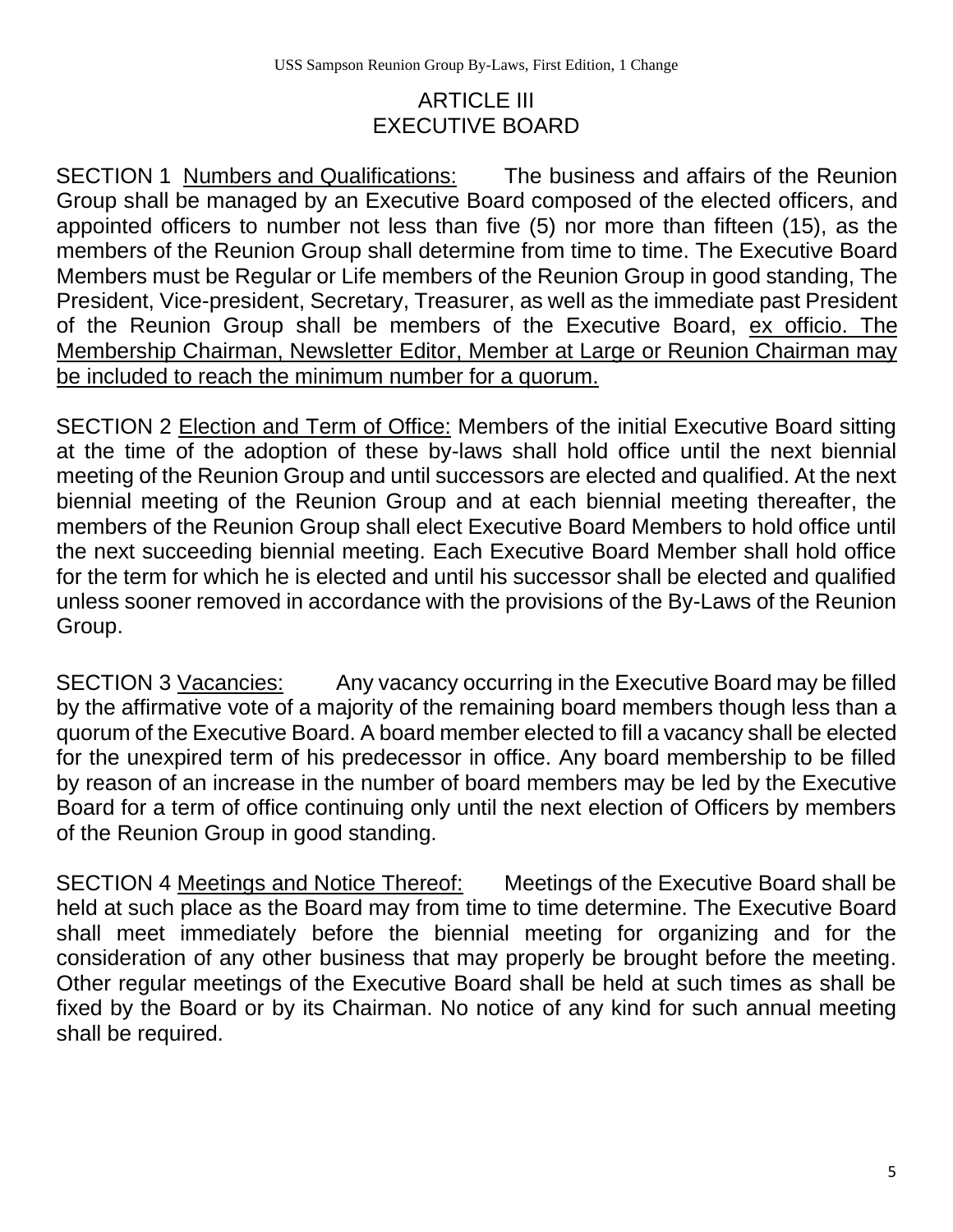# ARTICLE III
# EXECUTIVE BOARD

SECTION 1 <u>Numbers and Qualifications:</u> The business and affairs of the Reunion Group shall be managed by an Executive Board composed of the elected officers, and appointed officers to number not less than five (5) nor more than fifteen (15), as the members of the Reunion Group shall determine from time to time. The Executive Board Members must be Regular or Life members of the Reunion Group in good standing, The President, Vice-president, Secretary, Treasurer, as well as the immediate past President of the Reunion Group shall be members of the Executive Board, <u>ex officio. The Membership Chairman, Newsletter Editor, Member at Large or Reunion Chairman may be included to reach the minimum number for a quorum.</u>

SECTION 2 <u>Election and Term of Office:</u> Members of the initial Executive Board sitting at the time of the adoption of these by-laws shall hold office until the next biennial meeting of the Reunion Group and until successors are elected and qualified. At the next biennial meeting of the Reunion Group and at each biennial meeting thereafter, the members of the Reunion Group shall elect Executive Board Members to hold office until the next succeeding biennial meeting. Each Executive Board Member shall hold office for the term for which he is elected and until his successor shall be elected and qualified unless sooner removed in accordance with the provisions of the By-Laws of the Reunion Group.

SECTION 3 <u>Vacancies:</u> Any vacancy occurring in the Executive Board may be filled by the affirmative vote of a majority of the remaining board members though less than a quorum of the Executive Board. A board member elected to fill a vacancy shall be elected for the unexpired term of his predecessor in office. Any board membership to be filled by reason of an increase in the number of board members may be led by the Executive Board for a term of office continuing only until the next election of Officers by members of the Reunion Group in good standing.

SECTION 4 <u>Meetings and Notice Thereof:</u> Meetings of the Executive Board shall be held at such place as the Board may from time to time determine. The Executive Board shall meet immediately before the biennial meeting for organizing and for the consideration of any other business that may properly be brought before the meeting. Other regular meetings of the Executive Board shall be held at such times as shall be fixed by the Board or by its Chairman. No notice of any kind for such annual meeting shall be required.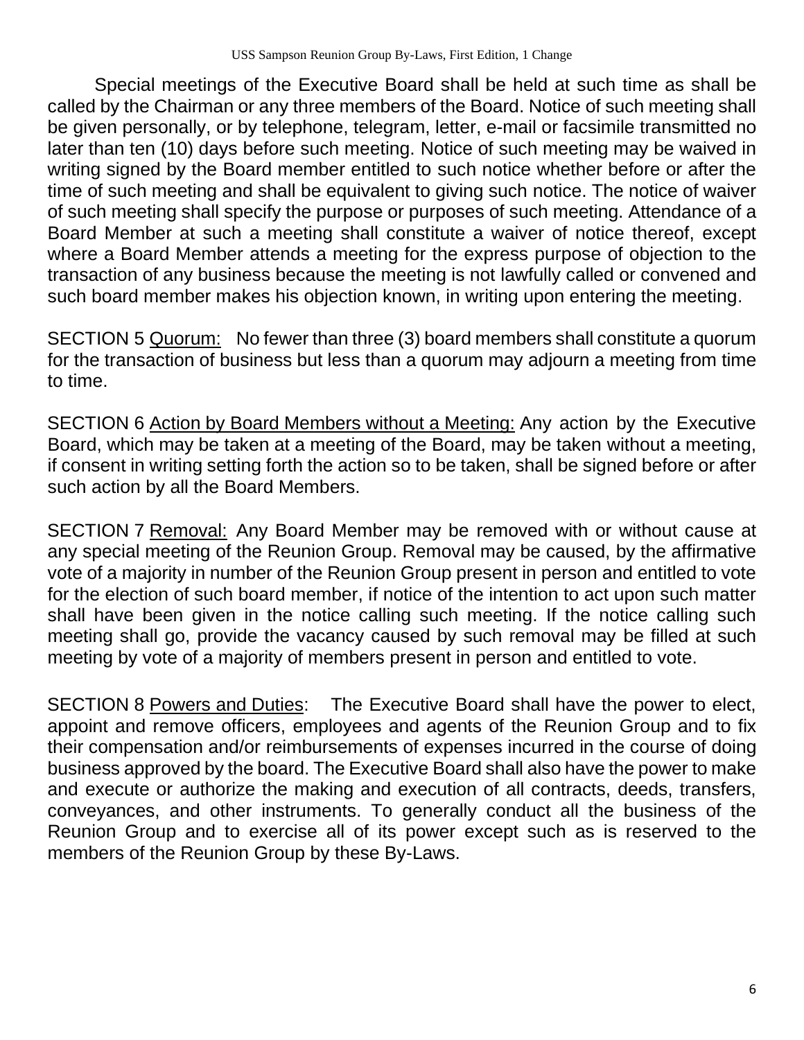Special meetings of the Executive Board shall be held at such time as shall be called by the Chairman or any three members of the Board. Notice of such meeting shall be given personally, or by telephone, telegram, letter, e-mail or facsimile transmitted no later than ten (10) days before such meeting. Notice of such meeting may be waived in writing signed by the Board member entitled to such notice whether before or after the time of such meeting and shall be equivalent to giving such notice. The notice of waiver of such meeting shall specify the purpose or purposes of such meeting. Attendance of a Board Member at such a meeting shall constitute a waiver of notice thereof, except where a Board Member attends a meeting for the express purpose of objection to the transaction of any business because the meeting is not lawfully called or convened and such board member makes his objection known, in writing upon entering the meeting.

SECTION 5 Quorum: No fewer than three (3) board members shall constitute a quorum for the transaction of business but less than a quorum may adjourn a meeting from time to time.

SECTION 6 Action by Board Members without a Meeting: Any action by the Executive Board, which may be taken at a meeting of the Board, may be taken without a meeting, if consent in writing setting forth the action so to be taken, shall be signed before or after such action by all the Board Members.

SECTION 7 Removal: Any Board Member may be removed with or without cause at any special meeting of the Reunion Group. Removal may be caused, by the affirmative vote of a majority in number of the Reunion Group present in person and entitled to vote for the election of such board member, if notice of the intention to act upon such matter shall have been given in the notice calling such meeting. If the notice calling such meeting shall go, provide the vacancy caused by such removal may be filled at such meeting by vote of a majority of members present in person and entitled to vote.

SECTION 8 Powers and Duties: The Executive Board shall have the power to elect, appoint and remove officers, employees and agents of the Reunion Group and to fix their compensation and/or reimbursements of expenses incurred in the course of doing business approved by the board. The Executive Board shall also have the power to make and execute or authorize the making and execution of all contracts, deeds, transfers, conveyances, and other instruments. To generally conduct all the business of the Reunion Group and to exercise all of its power except such as is reserved to the members of the Reunion Group by these By-Laws.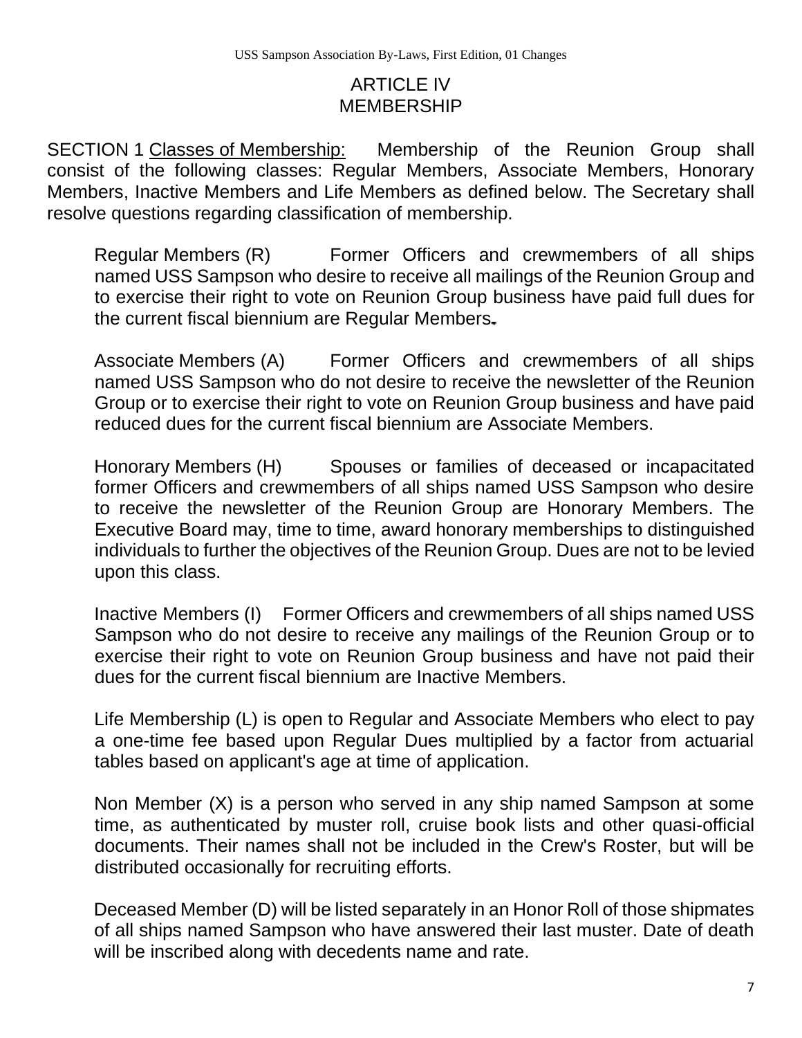# ARTICLE IV
# MEMBERSHIP

SECTION 1 Classes of Membership: Membership of the Reunion Group shall consist of the following classes: Regular Members, Associate Members, Honorary Members, Inactive Members and Life Members as defined below. The Secretary shall resolve questions regarding classification of membership.

Regular Members (R) Former Officers and crewmembers of all ships named USS Sampson who desire to receive all mailings of the Reunion Group and to exercise their right to vote on Reunion Group business have paid full dues for the current fiscal biennium are Regular Members.

Associate Members (A) Former Officers and crewmembers of all ships named USS Sampson who do not desire to receive the newsletter of the Reunion Group or to exercise their right to vote on Reunion Group business and have paid reduced dues for the current fiscal biennium are Associate Members.

Honorary Members (H) Spouses or families of deceased or incapacitated former Officers and crewmembers of all ships named USS Sampson who desire to receive the newsletter of the Reunion Group are Honorary Members. The Executive Board may, time to time, award honorary memberships to distinguished individuals to further the objectives of the Reunion Group. Dues are not to be levied upon this class.

Inactive Members (I) Former Officers and crewmembers of all ships named USS Sampson who do not desire to receive any mailings of the Reunion Group or to exercise their right to vote on Reunion Group business and have not paid their dues for the current fiscal biennium are Inactive Members.

Life Membership (L) is open to Regular and Associate Members who elect to pay a one-time fee based upon Regular Dues multiplied by a factor from actuarial tables based on applicant's age at time of application.

Non Member (X) is a person who served in any ship named Sampson at some time, as authenticated by muster roll, cruise book lists and other quasi-official documents. Their names shall not be included in the Crew's Roster, but will be distributed occasionally for recruiting efforts.

Deceased Member (D) will be listed separately in an Honor Roll of those shipmates of all ships named Sampson who have answered their last muster. Date of death will be inscribed along with decedents name and rate.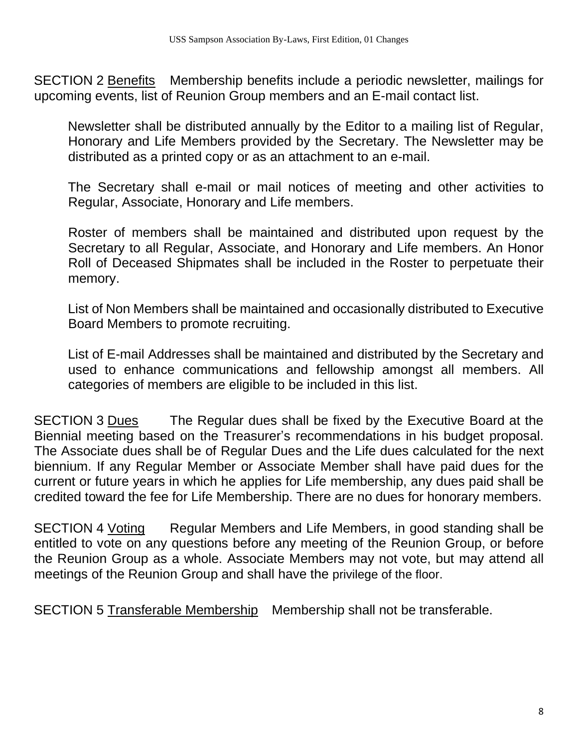SECTION 2 Benefits    Membership benefits include a periodic newsletter, mailings for upcoming events, list of Reunion Group members and an E-mail contact list.

Newsletter shall be distributed annually by the Editor to a mailing list of Regular, Honorary and Life Members provided by the Secretary. The Newsletter may be distributed as a printed copy or as an attachment to an e-mail.

The Secretary shall e-mail or mail notices of meeting and other activities to Regular, Associate, Honorary and Life members.

Roster of members shall be maintained and distributed upon request by the Secretary to all Regular, Associate, and Honorary and Life members. An Honor Roll of Deceased Shipmates shall be included in the Roster to perpetuate their memory.

List of Non Members shall be maintained and occasionally distributed to Executive Board Members to promote recruiting.

List of E-mail Addresses shall be maintained and distributed by the Secretary and used to enhance communications and fellowship amongst all members. All categories of members are eligible to be included in this list.

SECTION 3 Dues    The Regular dues shall be fixed by the Executive Board at the Biennial meeting based on the Treasurer's recommendations in his budget proposal. The Associate dues shall be of Regular Dues and the Life dues calculated for the next biennium. If any Regular Member or Associate Member shall have paid dues for the current or future years in which he applies for Life membership, any dues paid shall be credited toward the fee for Life Membership. There are no dues for honorary members.

SECTION 4 Voting    Regular Members and Life Members, in good standing shall be entitled to vote on any questions before any meeting of the Reunion Group, or before the Reunion Group as a whole. Associate Members may not vote, but may attend all meetings of the Reunion Group and shall have the privilege of the floor.

SECTION 5 Transferable Membership    Membership shall not be transferable.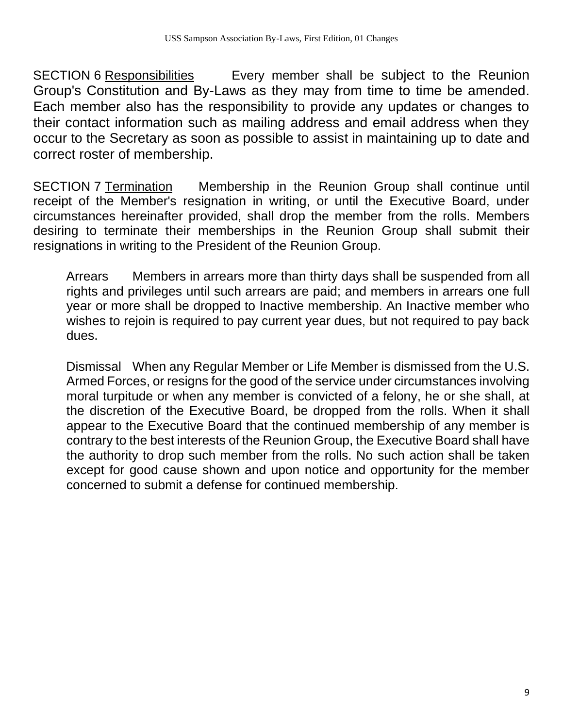SECTION 6 Responsibilities Every member shall be subject to the Reunion Group's Constitution and By-Laws as they may from time to time be amended. Each member also has the responsibility to provide any updates or changes to their contact information such as mailing address and email address when they occur to the Secretary as soon as possible to assist in maintaining up to date and correct roster of membership.

SECTION 7 Termination Membership in the Reunion Group shall continue until receipt of the Member's resignation in writing, or until the Executive Board, under circumstances hereinafter provided, shall drop the member from the rolls. Members desiring to terminate their memberships in the Reunion Group shall submit their resignations in writing to the President of the Reunion Group.

Arrears Members in arrears more than thirty days shall be suspended from all rights and privileges until such arrears are paid; and members in arrears one full year or more shall be dropped to Inactive membership. An Inactive member who wishes to rejoin is required to pay current year dues, but not required to pay back dues.

Dismissal When any Regular Member or Life Member is dismissed from the U.S. Armed Forces, or resigns for the good of the service under circumstances involving moral turpitude or when any member is convicted of a felony, he or she shall, at the discretion of the Executive Board, be dropped from the rolls. When it shall appear to the Executive Board that the continued membership of any member is contrary to the best interests of the Reunion Group, the Executive Board shall have the authority to drop such member from the rolls. No such action shall be taken except for good cause shown and upon notice and opportunity for the member concerned to submit a defense for continued membership.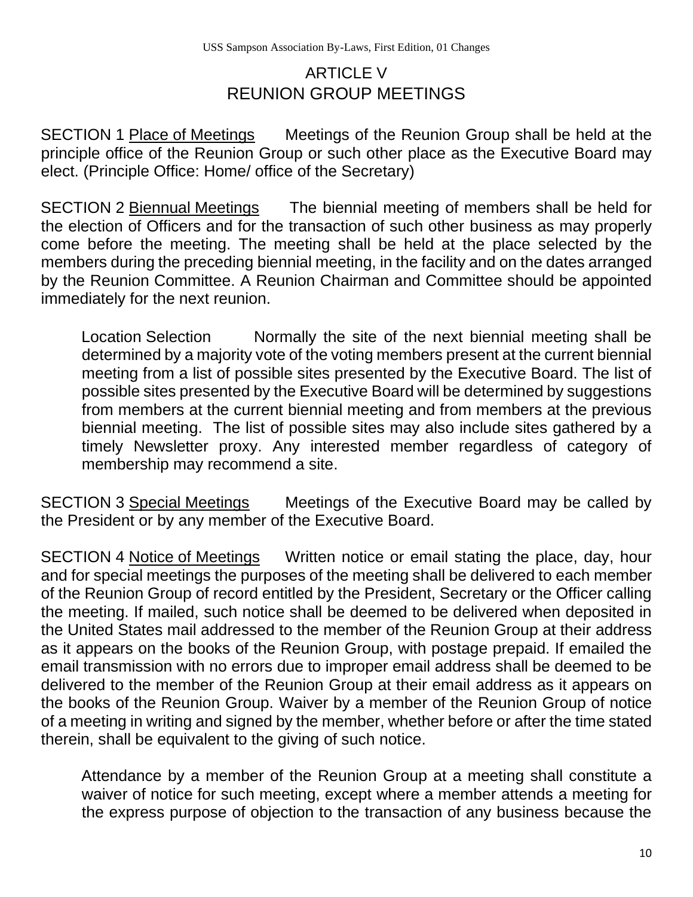# ARTICLE V
# REUNION GROUP MEETINGS

SECTION 1 Place of Meetings Meetings of the Reunion Group shall be held at the principle office of the Reunion Group or such other place as the Executive Board may elect. (Principle Office: Home/ office of the Secretary)

SECTION 2 Biennual Meetings The biennial meeting of members shall be held for the election of Officers and for the transaction of such other business as may properly come before the meeting. The meeting shall be held at the place selected by the members during the preceding biennial meeting, in the facility and on the dates arranged by the Reunion Committee. A Reunion Chairman and Committee should be appointed immediately for the next reunion.

> Location Selection Normally the site of the next biennial meeting shall be determined by a majority vote of the voting members present at the current biennial meeting from a list of possible sites presented by the Executive Board. The list of possible sites presented by the Executive Board will be determined by suggestions from members at the current biennial meeting and from members at the previous biennial meeting. The list of possible sites may also include sites gathered by a timely Newsletter proxy. Any interested member regardless of category of membership may recommend a site.

SECTION 3 Special Meetings Meetings of the Executive Board may be called by the President or by any member of the Executive Board.

SECTION 4 Notice of Meetings Written notice or email stating the place, day, hour and for special meetings the purposes of the meeting shall be delivered to each member of the Reunion Group of record entitled by the President, Secretary or the Officer calling the meeting. If mailed, such notice shall be deemed to be delivered when deposited in the United States mail addressed to the member of the Reunion Group at their address as it appears on the books of the Reunion Group, with postage prepaid. If emailed the email transmission with no errors due to improper email address shall be deemed to be delivered to the member of the Reunion Group at their email address as it appears on the books of the Reunion Group. Waiver by a member of the Reunion Group of notice of a meeting in writing and signed by the member, whether before or after the time stated therein, shall be equivalent to the giving of such notice.

> Attendance by a member of the Reunion Group at a meeting shall constitute a waiver of notice for such meeting, except where a member attends a meeting for the express purpose of objection to the transaction of any business because the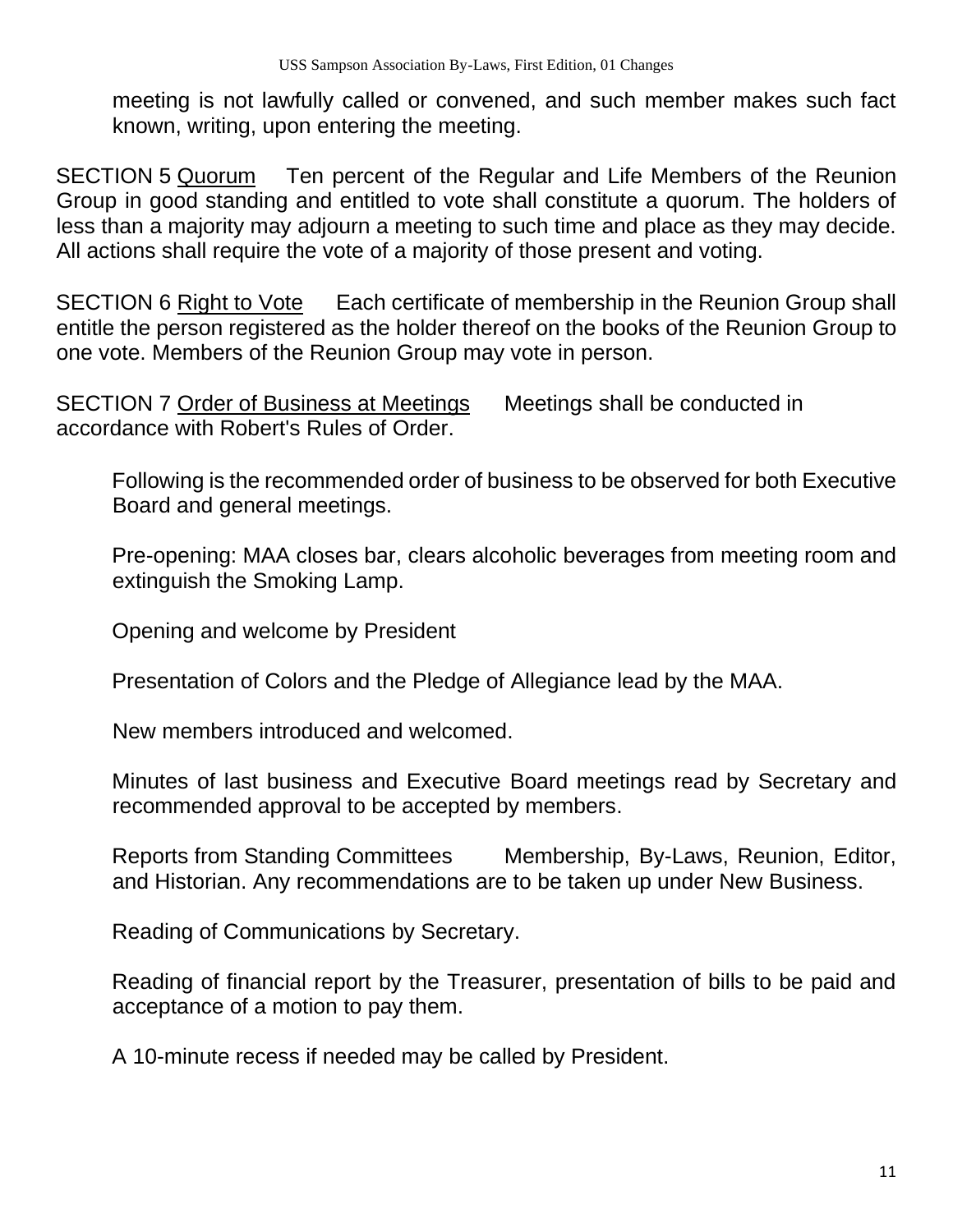meeting is not lawfully called or convened, and such member makes such fact known, writing, upon entering the meeting.

SECTION 5 Quorum Ten percent of the Regular and Life Members of the Reunion Group in good standing and entitled to vote shall constitute a quorum. The holders of less than a majority may adjourn a meeting to such time and place as they may decide. All actions shall require the vote of a majority of those present and voting.

SECTION 6 Right to Vote Each certificate of membership in the Reunion Group shall entitle the person registered as the holder thereof on the books of the Reunion Group to one vote. Members of the Reunion Group may vote in person.

SECTION 7 Order of Business at Meetings Meetings shall be conducted in accordance with Robert's Rules of Order.

Following is the recommended order of business to be observed for both Executive Board and general meetings.

Pre-opening: MAA closes bar, clears alcoholic beverages from meeting room and extinguish the Smoking Lamp.

Opening and welcome by President

Presentation of Colors and the Pledge of Allegiance lead by the MAA.

New members introduced and welcomed.

Minutes of last business and Executive Board meetings read by Secretary and recommended approval to be accepted by members.

Reports from Standing Committees Membership, By-Laws, Reunion, Editor, and Historian. Any recommendations are to be taken up under New Business.

Reading of Communications by Secretary.

Reading of financial report by the Treasurer, presentation of bills to be paid and acceptance of a motion to pay them.

A 10-minute recess if needed may be called by President.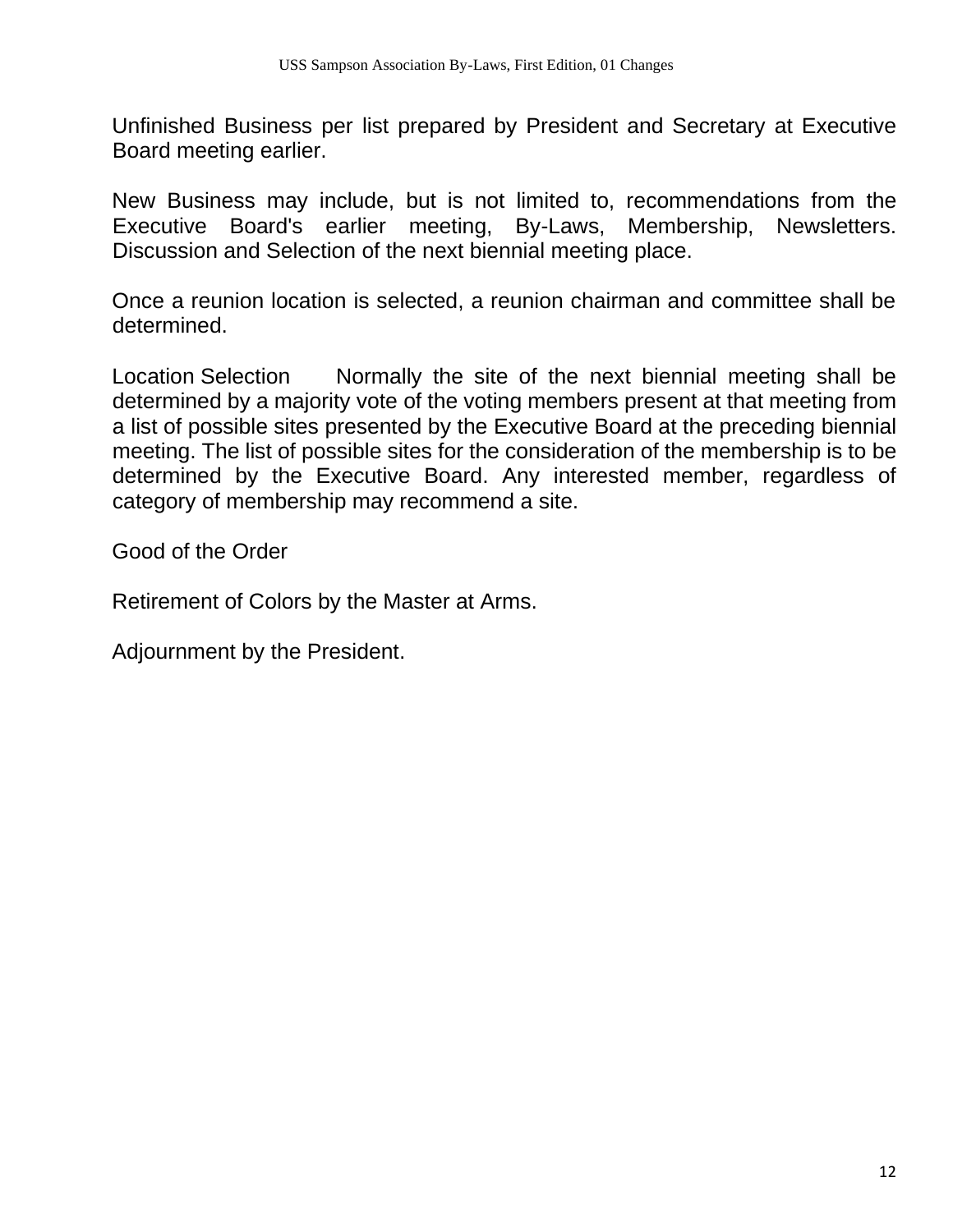Unfinished Business per list prepared by President and Secretary at Executive Board meeting earlier.

New Business may include, but is not limited to, recommendations from the Executive Board's earlier meeting, By-Laws, Membership, Newsletters. Discussion and Selection of the next biennial meeting place.

Once a reunion location is selected, a reunion chairman and committee shall be determined.

Location Selection Normally the site of the next biennial meeting shall be determined by a majority vote of the voting members present at that meeting from a list of possible sites presented by the Executive Board at the preceding biennial meeting. The list of possible sites for the consideration of the membership is to be determined by the Executive Board. Any interested member, regardless of category of membership may recommend a site.

Good of the Order

Retirement of Colors by the Master at Arms.

Adjournment by the President.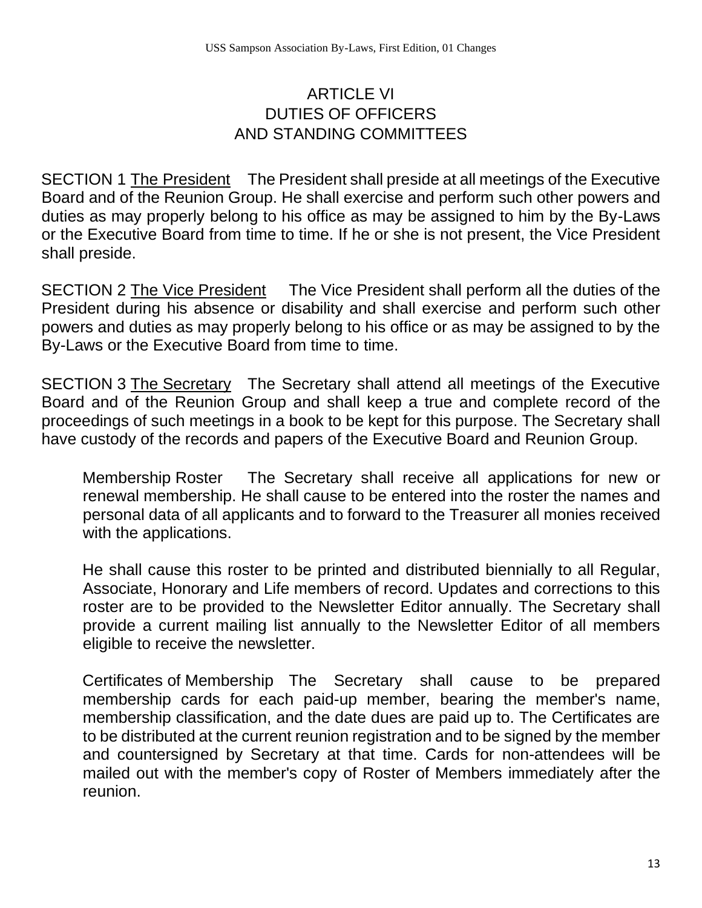## ARTICLE VI
## DUTIES OF OFFICERS
## AND STANDING COMMITTEES

SECTION 1 The President The President shall preside at all meetings of the Executive Board and of the Reunion Group. He shall exercise and perform such other powers and duties as may properly belong to his office as may be assigned to him by the By-Laws or the Executive Board from time to time. If he or she is not present, the Vice President shall preside.

SECTION 2 The Vice President The Vice President shall perform all the duties of the President during his absence or disability and shall exercise and perform such other powers and duties as may properly belong to his office or as may be assigned to by the By-Laws or the Executive Board from time to time.

SECTION 3 The Secretary The Secretary shall attend all meetings of the Executive Board and of the Reunion Group and shall keep a true and complete record of the proceedings of such meetings in a book to be kept for this purpose. The Secretary shall have custody of the records and papers of the Executive Board and Reunion Group.

> Membership Roster The Secretary shall receive all applications for new or renewal membership. He shall cause to be entered into the roster the names and personal data of all applicants and to forward to the Treasurer all monies received with the applications.
>
> He shall cause this roster to be printed and distributed biennially to all Regular, Associate, Honorary and Life members of record. Updates and corrections to this roster are to be provided to the Newsletter Editor annually. The Secretary shall provide a current mailing list annually to the Newsletter Editor of all members eligible to receive the newsletter.
>
> Certificates of Membership The Secretary shall cause to be prepared membership cards for each paid-up member, bearing the member's name, membership classification, and the date dues are paid up to. The Certificates are to be distributed at the current reunion registration and to be signed by the member and countersigned by Secretary at that time. Cards for non-attendees will be mailed out with the member's copy of Roster of Members immediately after the reunion.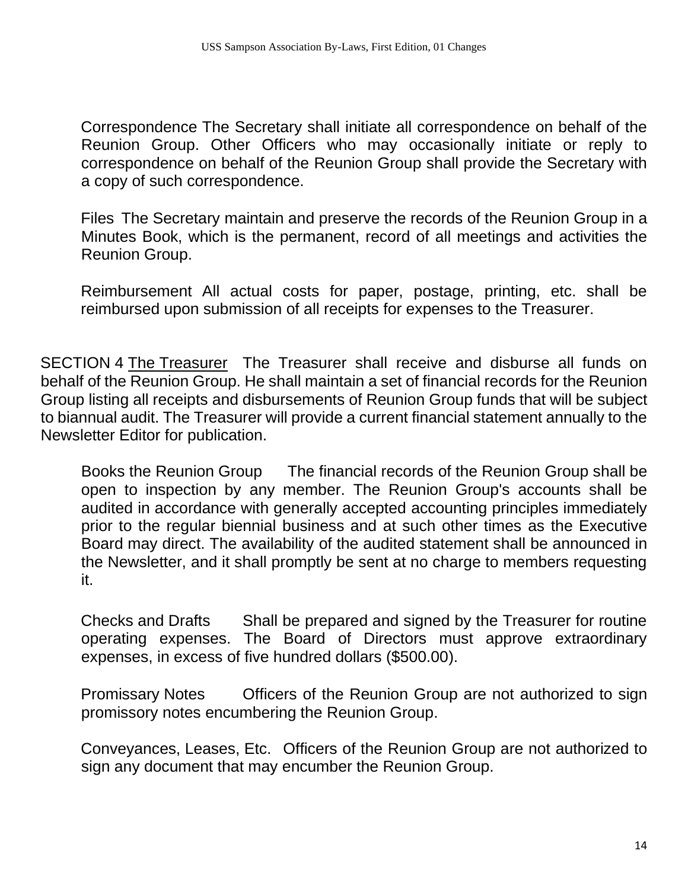Correspondence The Secretary shall initiate all correspondence on behalf of the Reunion Group. Other Officers who may occasionally initiate or reply to correspondence on behalf of the Reunion Group shall provide the Secretary with a copy of such correspondence.

Files The Secretary maintain and preserve the records of the Reunion Group in a Minutes Book, which is the permanent, record of all meetings and activities the Reunion Group.

Reimbursement All actual costs for paper, postage, printing, etc. shall be reimbursed upon submission of all receipts for expenses to the Treasurer.

SECTION 4 The Treasurer The Treasurer shall receive and disburse all funds on behalf of the Reunion Group. He shall maintain a set of financial records for the Reunion Group listing all receipts and disbursements of Reunion Group funds that will be subject to biannual audit. The Treasurer will provide a current financial statement annually to the Newsletter Editor for publication.

Books the Reunion Group The financial records of the Reunion Group shall be open to inspection by any member. The Reunion Group's accounts shall be audited in accordance with generally accepted accounting principles immediately prior to the regular biennial business and at such other times as the Executive Board may direct. The availability of the audited statement shall be announced in the Newsletter, and it shall promptly be sent at no charge to members requesting it.

Checks and Drafts Shall be prepared and signed by the Treasurer for routine operating expenses. The Board of Directors must approve extraordinary expenses, in excess of five hundred dollars ($500.00).

Promissary Notes Officers of the Reunion Group are not authorized to sign promissory notes encumbering the Reunion Group.

Conveyances, Leases, Etc. Officers of the Reunion Group are not authorized to sign any document that may encumber the Reunion Group.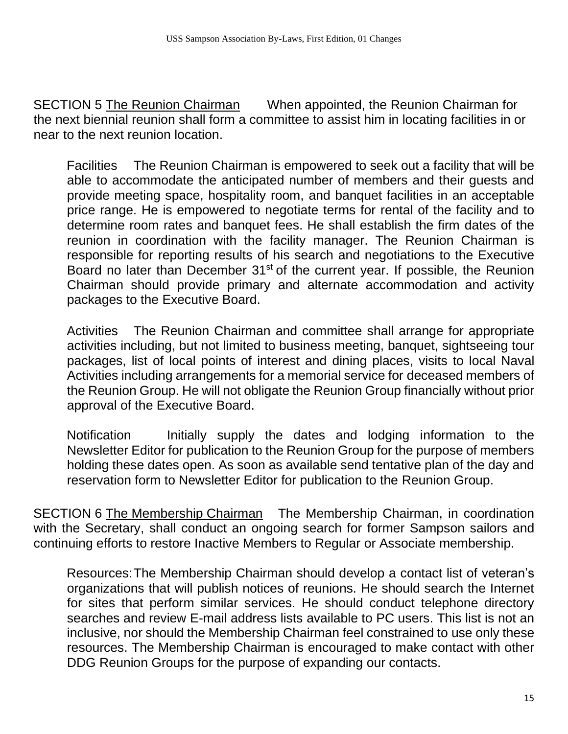SECTION 5 <u>The Reunion Chairman</u> When appointed, the Reunion Chairman for the next biennial reunion shall form a committee to assist him in locating facilities in or near to the next reunion location.

Facilities The Reunion Chairman is empowered to seek out a facility that will be able to accommodate the anticipated number of members and their guests and provide meeting space, hospitality room, and banquet facilities in an acceptable price range. He is empowered to negotiate terms for rental of the facility and to determine room rates and banquet fees. He shall establish the firm dates of the reunion in coordination with the facility manager. The Reunion Chairman is responsible for reporting results of his search and negotiations to the Executive Board no later than December 31st of the current year. If possible, the Reunion Chairman should provide primary and alternate accommodation and activity packages to the Executive Board.

Activities The Reunion Chairman and committee shall arrange for appropriate activities including, but not limited to business meeting, banquet, sightseeing tour packages, list of local points of interest and dining places, visits to local Naval Activities including arrangements for a memorial service for deceased members of the Reunion Group. He will not obligate the Reunion Group financially without prior approval of the Executive Board.

Notification Initially supply the dates and lodging information to the Newsletter Editor for publication to the Reunion Group for the purpose of members holding these dates open. As soon as available send tentative plan of the day and reservation form to Newsletter Editor for publication to the Reunion Group.

SECTION 6 <u>The Membership Chairman</u> The Membership Chairman, in coordination with the Secretary, shall conduct an ongoing search for former Sampson sailors and continuing efforts to restore Inactive Members to Regular or Associate membership.

Resources: The Membership Chairman should develop a contact list of veteran's organizations that will publish notices of reunions. He should search the Internet for sites that perform similar services. He should conduct telephone directory searches and review E-mail address lists available to PC users. This list is not an inclusive, nor should the Membership Chairman feel constrained to use only these resources. The Membership Chairman is encouraged to make contact with other DDG Reunion Groups for the purpose of expanding our contacts.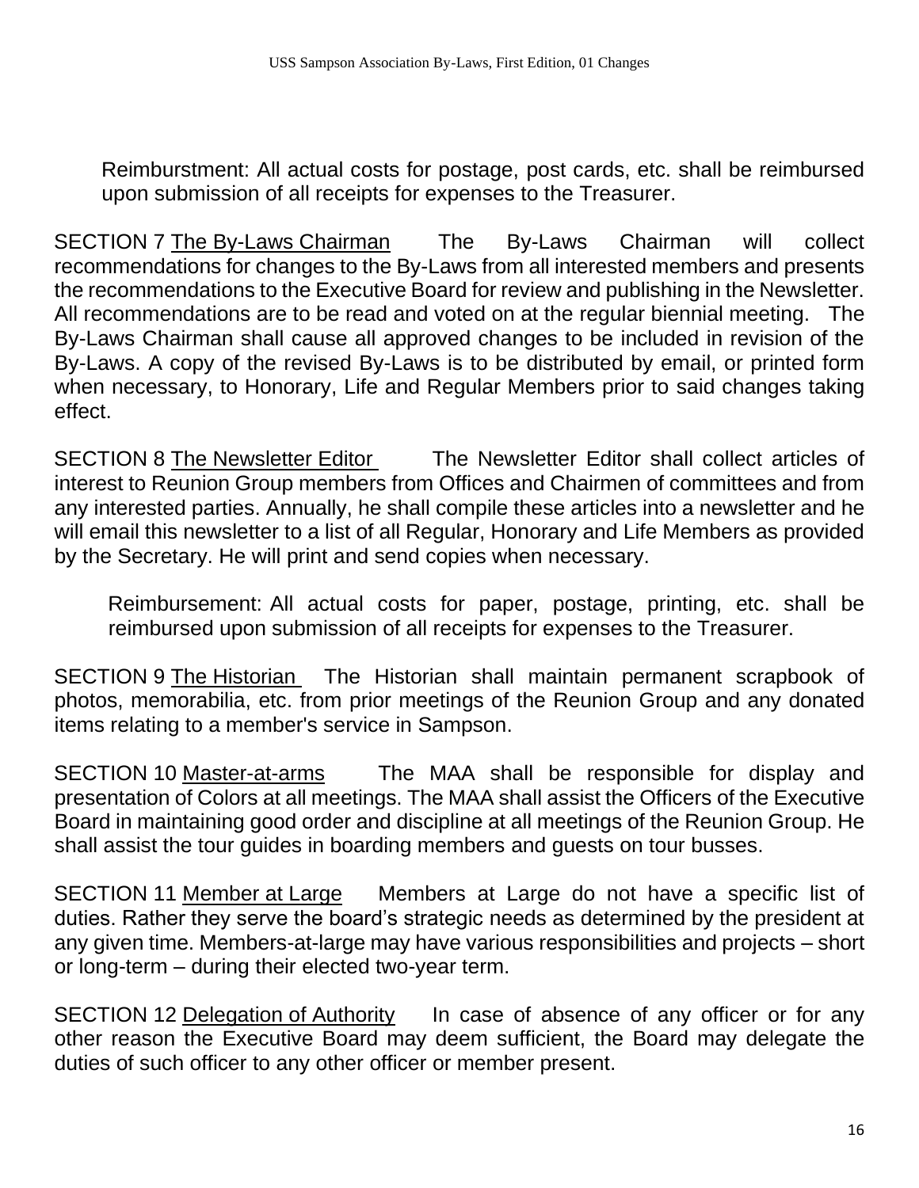Reimburstment: All actual costs for postage, post cards, etc. shall be reimbursed upon submission of all receipts for expenses to the Treasurer.

SECTION 7 <u>The By-Laws Chairman</u> The By-Laws Chairman will collect recommendations for changes to the By-Laws from all interested members and presents the recommendations to the Executive Board for review and publishing in the Newsletter. All recommendations are to be read and voted on at the regular biennial meeting. The By-Laws Chairman shall cause all approved changes to be included in revision of the By-Laws. A copy of the revised By-Laws is to be distributed by email, or printed form when necessary, to Honorary, Life and Regular Members prior to said changes taking effect.

SECTION 8 <u>The Newsletter Editor</u> The Newsletter Editor shall collect articles of interest to Reunion Group members from Offices and Chairmen of committees and from any interested parties. Annually, he shall compile these articles into a newsletter and he will email this newsletter to a list of all Regular, Honorary and Life Members as provided by the Secretary. He will print and send copies when necessary.

Reimbursement: All actual costs for paper, postage, printing, etc. shall be reimbursed upon submission of all receipts for expenses to the Treasurer.

SECTION 9 <u>The Historian</u> The Historian shall maintain permanent scrapbook of photos, memorabilia, etc. from prior meetings of the Reunion Group and any donated items relating to a member's service in Sampson.

SECTION 10 <u>Master-at-arms</u> The MAA shall be responsible for display and presentation of Colors at all meetings. The MAA shall assist the Officers of the Executive Board in maintaining good order and discipline at all meetings of the Reunion Group. He shall assist the tour guides in boarding members and guests on tour busses.

SECTION 11 <u>Member at Large</u> Members at Large do not have a specific list of duties. Rather they serve the board's strategic needs as determined by the president at any given time. Members-at-large may have various responsibilities and projects – short or long-term – during their elected two-year term.

SECTION 12 <u>Delegation of Authority</u> In case of absence of any officer or for any other reason the Executive Board may deem sufficient, the Board may delegate the duties of such officer to any other officer or member present.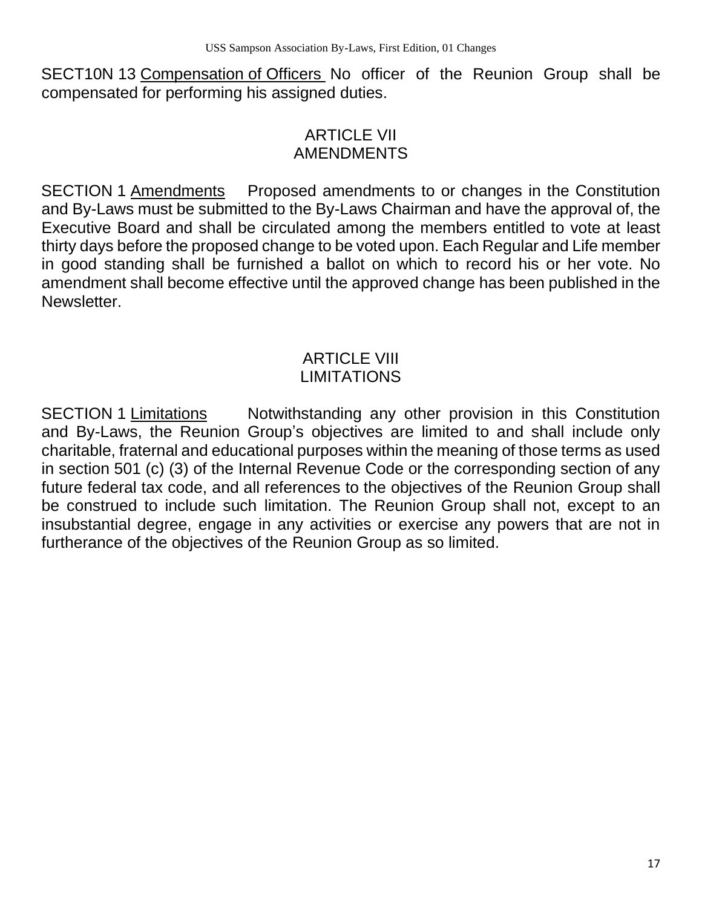SECT10N 13 <u>Compensation of Officers</u> No officer of the Reunion Group shall be compensated for performing his assigned duties.

## ARTICLE VII
## AMENDMENTS

SECTION 1 <u>Amendments</u> Proposed amendments to or changes in the Constitution and By-Laws must be submitted to the By-Laws Chairman and have the approval of, the Executive Board and shall be circulated among the members entitled to vote at least thirty days before the proposed change to be voted upon. Each Regular and Life member in good standing shall be furnished a ballot on which to record his or her vote. No amendment shall become effective until the approved change has been published in the Newsletter.

## ARTICLE VIII
## LIMITATIONS

SECTION 1 <u>Limitations</u> Notwithstanding any other provision in this Constitution and By-Laws, the Reunion Group's objectives are limited to and shall include only charitable, fraternal and educational purposes within the meaning of those terms as used in section 501 (c) (3) of the Internal Revenue Code or the corresponding section of any future federal tax code, and all references to the objectives of the Reunion Group shall be construed to include such limitation. The Reunion Group shall not, except to an insubstantial degree, engage in any activities or exercise any powers that are not in furtherance of the objectives of the Reunion Group as so limited.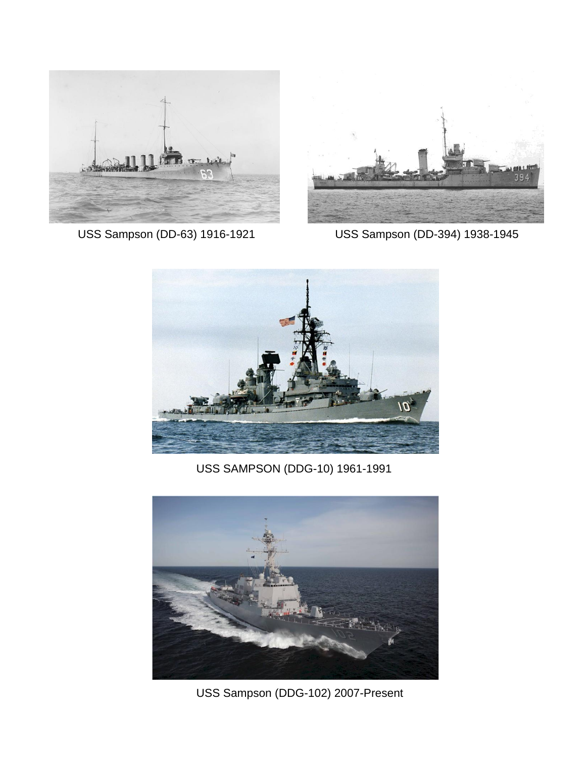USS Sampson (DD-63) 1916-1921

USS Sampson (DD-394) 1938-1945

USS SAMPSON (DDG-10) 1961-1991

USS Sampson (DDG-102) 2007-Present